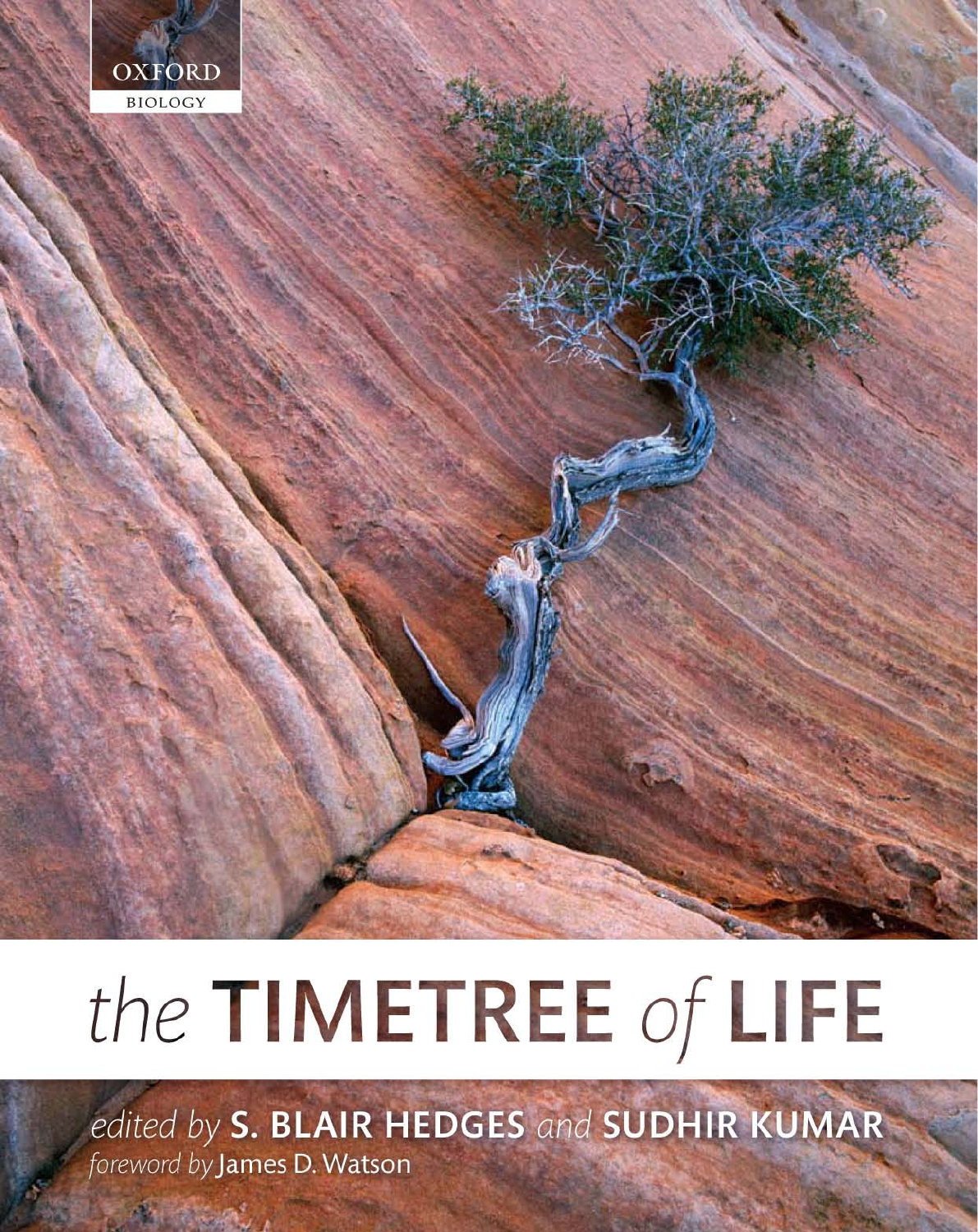OXFORD
BIOLOGY

# *the* TIMETREE *of* LIFE

*edited by* **S. BLAIR HEDGES** *and* **SUDHIR KUMAR**

*foreword by* James D. Watson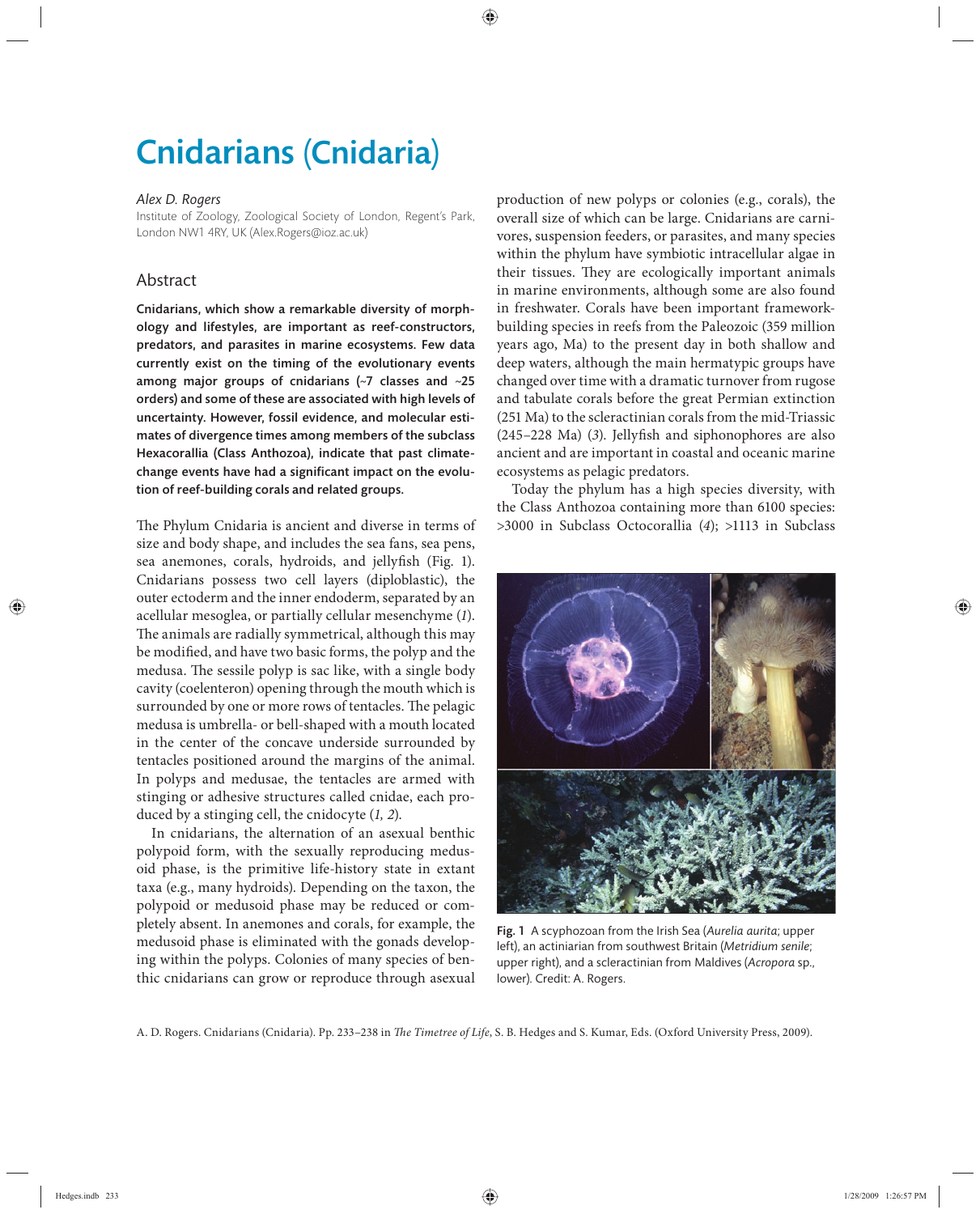# Cnidarians (Cnidaria)

*Alex D. Rogers*

Institute of Zoology, Zoological Society of London, Regent's Park, London NW1 4RY, UK (Alex.Rogers@ioz.ac.uk)

## Abstract

**Cnidarians, which show a remarkable diversity of morphology and lifestyles, are important as reef-constructors, predators, and parasites in marine ecosystems. Few data currently exist on the timing of the evolutionary events among major groups of cnidarians (~7 classes and ~25 orders) and some of these are associated with high levels of uncertainty. However, fossil evidence, and molecular estimates of divergence times among members of the subclass Hexacorallia (Class Anthozoa), indicate that past climate-change events have had a significant impact on the evolution of reef-building corals and related groups.**

The Phylum Cnidaria is ancient and diverse in terms of size and body shape, and includes the sea fans, sea pens, sea anemones, corals, hydroids, and jellyfish (Fig. 1). Cnidarians possess two cell layers (diploblastic), the outer ectoderm and the inner endoderm, separated by an acellular mesoglea, or partially cellular mesenchyme (*1*). The animals are radially symmetrical, although this may be modified, and have two basic forms, the polyp and the medusa. The sessile polyp is sac like, with a single body cavity (coelenteron) opening through the mouth which is surrounded by one or more rows of tentacles. The pelagic medusa is umbrella- or bell-shaped with a mouth located in the center of the concave underside surrounded by tentacles positioned around the margins of the animal. In polyps and medusae, the tentacles are armed with stinging or adhesive structures called cnidae, each produced by a stinging cell, the cnidocyte (*1, 2*).

In cnidarians, the alternation of an asexual benthic polypoid form, with the sexually reproducing medusoid phase, is the primitive life-history state in extant taxa (e.g., many hydroids). Depending on the taxon, the polypoid or medusoid phase may be reduced or completely absent. In anemones and corals, for example, the medusoid phase is eliminated with the gonads developing within the polyps. Colonies of many species of benthic cnidarians can grow or reproduce through asexual production of new polyps or colonies (e.g., corals), the overall size of which can be large. Cnidarians are carnivores, suspension feeders, or parasites, and many species within the phylum have symbiotic intracellular algae in their tissues. They are ecologically important animals in marine environments, although some are also found in freshwater. Corals have been important framework-building species in reefs from the Paleozoic (359 million years ago, Ma) to the present day in both shallow and deep waters, although the main hermatypic groups have changed over time with a dramatic turnover from rugose and tabulate corals before the great Permian extinction (251 Ma) to the scleractinian corals from the mid-Triassic (245–228 Ma) (*3*). Jellyfish and siphonophores are also ancient and are important in coastal and oceanic marine ecosystems as pelagic predators.

Today the phylum has a high species diversity, with the Class Anthozoa containing more than 6100 species: >3000 in Subclass Octocorallia (*4*); >1113 in Subclass

**Fig. 1** A scyphozoan from the Irish Sea (*Aurelia aurita*; upper left), an actiniarian from southwest Britain (*Metridium senile*; upper right), and a scleractinian from Maldives (*Acropora* sp., lower). Credit: A. Rogers.

A. D. Rogers. Cnidarians (Cnidaria). Pp. 233–238 in *The Timetree of Life*, S. B. Hedges and S. Kumar, Eds. (Oxford University Press, 2009).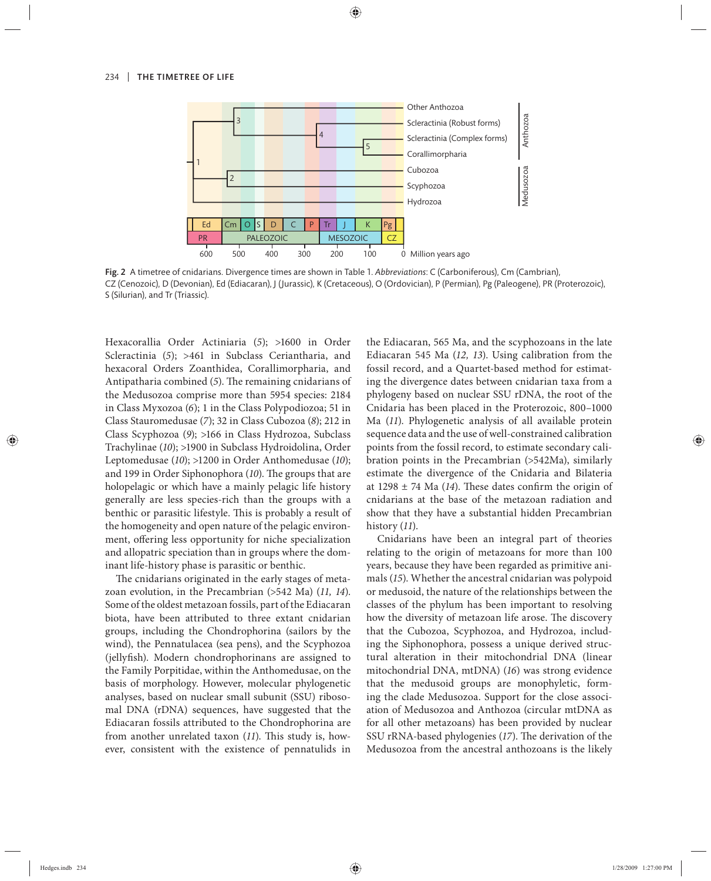Fig. 2 A timetree of cnidarians. Divergence times are shown in Table 1. *Abbreviations*: C (Carboniferous), Cm (Cambrian), CZ (Cenozoic), D (Devonian), Ed (Ediacaran), J (Jurassic), K (Cretaceous), O (Ordovician), P (Permian), Pg (Paleogene), PR (Proterozoic), S (Silurian), and Tr (Triassic).

Hexacorallia Order Actiniaria (*5*); >1600 in Order Scleractinia (*5*); >461 in Subclass Ceriantharia, and hexacoral Orders Zoanthidea, Corallimorpharia, and Antipatharia combined (*5*). The remaining cnidarians of the Medusozoa comprise more than 5954 species: 2184 in Class Myxozoa (*6*); 1 in the Class Polypodiozoa; 51 in Class Stauromedusae (*7*); 32 in Class Cubozoa (*8*); 212 in Class Scyphozoa (*9*); >166 in Class Hydrozoa, Subclass Trachylinae (*10*); >1900 in Subclass Hydroidolina, Order Leptomedusae (*10*); >1200 in Order Anthomedusae (*10*); and 199 in Order Siphonophora (*10*). The groups that are holopelagic or which have a mainly pelagic life history generally are less species-rich than the groups with a benthic or parasitic lifestyle. This is probably a result of the homogeneity and open nature of the pelagic environment, offering less opportunity for niche specialization and allopatric speciation than in groups where the dominant life-history phase is parasitic or benthic.

The cnidarians originated in the early stages of metazoan evolution, in the Precambrian (>542 Ma) (*11, 14*). Some of the oldest metazoan fossils, part of the Ediacaran biota, have been attributed to three extant cnidarian groups, including the Chondrophorina (sailors by the wind), the Pennatulacea (sea pens), and the Scyphozoa (jellyfish). Modern chondrophorinans are assigned to the Family Porpitidae, within the Anthomedusae, on the basis of morphology. However, molecular phylogenetic analyses, based on nuclear small subunit (SSU) ribosomal DNA (rDNA) sequences, have suggested that the Ediacaran fossils attributed to the Chondrophorina are from another unrelated taxon (*11*). This study is, however, consistent with the existence of pennatulids in the Ediacaran, 565 Ma, and the scyphozoans in the late Ediacaran 545 Ma (*12, 13*). Using calibration from the fossil record, and a Quartet-based method for estimating the divergence dates between cnidarian taxa from a phylogeny based on nuclear SSU rDNA, the root of the Cnidaria has been placed in the Proterozoic, 800–1000 Ma (*11*). Phylogenetic analysis of all available protein sequence data and the use of well-constrained calibration points from the fossil record, to estimate secondary calibration points in the Precambrian (>542Ma), similarly estimate the divergence of the Cnidaria and Bilateria at 1298 ± 74 Ma (*14*). These dates confirm the origin of cnidarians at the base of the metazoan radiation and show that they have a substantial hidden Precambrian history (*11*).

Cnidarians have been an integral part of theories relating to the origin of metazoans for more than 100 years, because they have been regarded as primitive animals (*15*). Whether the ancestral cnidarian was polypoid or medusoid, the nature of the relationships between the classes of the phylum has been important to resolving how the diversity of metazoan life arose. The discovery that the Cubozoa, Scyphozoa, and Hydrozoa, including the Siphonophora, possess a unique derived structural alteration in their mitochondrial DNA (linear mitochondrial DNA, mtDNA) (*16*) was strong evidence that the medusoid groups are monophyletic, forming the clade Medusozoa. Support for the close association of Medusozoa and Anthozoa (circular mtDNA as for all other metazoans) has been provided by nuclear SSU rRNA-based phylogenies (*17*). The derivation of the Medusozoa from the ancestral anthozoans is the likely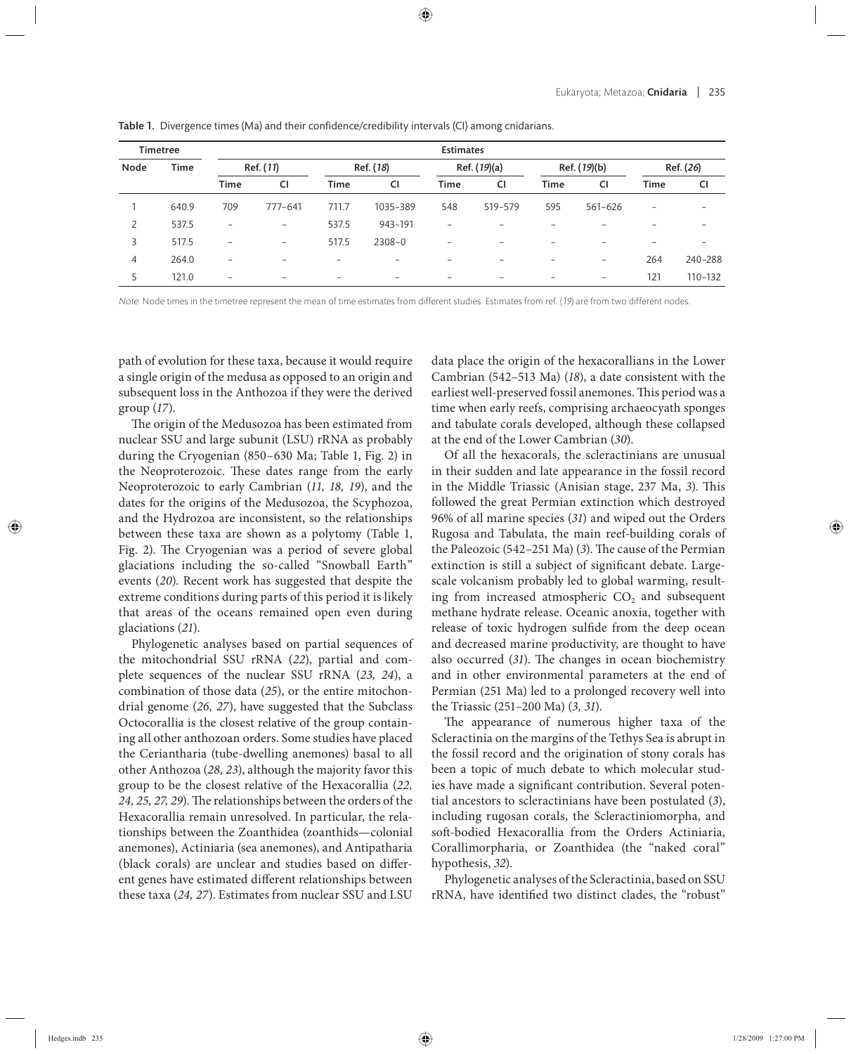**Table 1.** Divergence times (Ma) and their confidence/credibility intervals (CI) among cnidarians.

| Timetree | | Estimates | | | | | | | | | |
|---|---|---|---|---|---|---|---|---|---|---|---|
| Node | Time | Ref. (11) | | Ref. (18) | | Ref. (19)(a) | | Ref. (19)(b) | | Ref. (26) | |
| | | Time | CI | Time | CI | Time | CI | Time | CI | Time | CI |
| 1 | 640.9 | 709 | 777–641 | 711.7 | 1035–389 | 548 | 519–579 | 595 | 561–626 | – | – |
| 2 | 537.5 | – | – | 537.5 | 943–191 | – | – | – | – | – | – |
| 3 | 517.5 | – | – | 517.5 | 2308–0 | – | – | – | – | – | – |
| 4 | 264.0 | – | – | – | – | – | – | – | – | 264 | 240–288 |
| 5 | 121.0 | – | – | – | – | – | – | – | – | 121 | 110–132 |

*Note*: Node times in the timetree represent the mean of time estimates from different studies. Estimates from ref. (*19*) are from two different nodes.

path of evolution for these taxa, because it would require a single origin of the medusa as opposed to an origin and subsequent loss in the Anthozoa if they were the derived group (*17*).

The origin of the Medusozoa has been estimated from nuclear SSU and large subunit (LSU) rRNA as probably during the Cryogenian (850–630 Ma; Table 1, Fig. 2) in the Neoproterozoic. These dates range from the early Neoproterozoic to early Cambrian (*11, 18, 19*), and the dates for the origins of the Medusozoa, the Scyphozoa, and the Hydrozoa are inconsistent, so the relationships between these taxa are shown as a polytomy (Table 1, Fig. 2). The Cryogenian was a period of severe global glaciations including the so-called "Snowball Earth" events (*20*). Recent work has suggested that despite the extreme conditions during parts of this period it is likely that areas of the oceans remained open even during glaciations (*21*).

Phylogenetic analyses based on partial sequences of the mitochondrial SSU rRNA (*22*), partial and complete sequences of the nuclear SSU rRNA (*23, 24*), a combination of those data (*25*), or the entire mitochondrial genome (*26, 27*), have suggested that the Subclass Octocorallia is the closest relative of the group containing all other anthozoan orders. Some studies have placed the Ceriantharia (tube-dwelling anemones) basal to all other Anthozoa (*28, 23*), although the majority favor this group to be the closest relative of the Hexacorallia (*22, 24, 25, 27, 29*). The relationships between the orders of the Hexacorallia remain unresolved. In particular, the relationships between the Zoanthidea (zoanthids—colonial anemones), Actiniaria (sea anemones), and Antipatharia (black corals) are unclear and studies based on different genes have estimated different relationships between these taxa (*24, 27*). Estimates from nuclear SSU and LSU data place the origin of the hexacorallians in the Lower Cambrian (542–513 Ma) (*18*), a date consistent with the earliest well-preserved fossil anemones. This period was a time when early reefs, comprising archaeocyath sponges and tabulate corals developed, although these collapsed at the end of the Lower Cambrian (*30*).

Of all the hexacorals, the scleractinians are unusual in their sudden and late appearance in the fossil record in the Middle Triassic (Anisian stage, 237 Ma, *3*). This followed the great Permian extinction which destroyed 96% of all marine species (*31*) and wiped out the Orders Rugosa and Tabulata, the main reef-building corals of the Paleozoic (542–251 Ma) (*3*). The cause of the Permian extinction is still a subject of significant debate. Large-scale volcanism probably led to global warming, resulting from increased atmospheric $CO_2$ and subsequent methane hydrate release. Oceanic anoxia, together with release of toxic hydrogen sulfide from the deep ocean and decreased marine productivity, are thought to have also occurred (*31*). The changes in ocean biochemistry and in other environmental parameters at the end of Permian (251 Ma) led to a prolonged recovery well into the Triassic (251–200 Ma) (*3, 31*).

The appearance of numerous higher taxa of the Scleractinia on the margins of the Tethys Sea is abrupt in the fossil record and the origination of stony corals has been a topic of much debate to which molecular studies have made a significant contribution. Several potential ancestors to scleractinians have been postulated (*3*), including rugosan corals, the Scleractiniomorpha, and soft-bodied Hexacorallia from the Orders Actiniaria, Corallimorpharia, or Zoanthidea (the "naked coral" hypothesis, *32*).

Phylogenetic analyses of the Scleractinia, based on SSU rRNA, have identified two distinct clades, the "robust"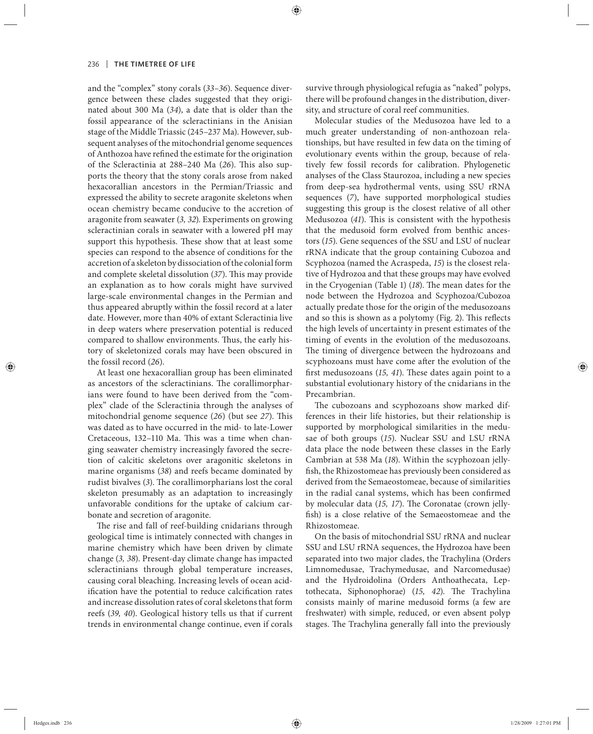and the "complex" stony corals (*33–36*). Sequence divergence between these clades suggested that they originated about 300 Ma (*34*), a date that is older than the fossil appearance of the scleractinians in the Anisian stage of the Middle Triassic (245–237 Ma). However, subsequent analyses of the mitochondrial genome sequences of Anthozoa have refined the estimate for the origination of the Scleractinia at 288–240 Ma (*26*). This also supports the theory that the stony corals arose from naked hexacorallian ancestors in the Permian/Triassic and expressed the ability to secrete aragonite skeletons when ocean chemistry became conducive to the accretion of aragonite from seawater (*3, 32*). Experiments on growing scleractinian corals in seawater with a lowered pH may support this hypothesis. These show that at least some species can respond to the absence of conditions for the accretion of a skeleton by dissociation of the colonial form and complete skeletal dissolution (*37*). This may provide an explanation as to how corals might have survived large-scale environmental changes in the Permian and thus appeared abruptly within the fossil record at a later date. However, more than 40% of extant Scleractinia live in deep waters where preservation potential is reduced compared to shallow environments. Thus, the early history of skeletonized corals may have been obscured in the fossil record (*26*).

At least one hexacorallian group has been eliminated as ancestors of the scleractinians. The corallimorpharians were found to have been derived from the "complex" clade of the Scleractinia through the analyses of mitochondrial genome sequence (*26*) (but see *27*). This was dated as to have occurred in the mid- to late-Lower Cretaceous, 132–110 Ma. This was a time when changing seawater chemistry increasingly favored the secretion of calcitic skeletons over aragonitic skeletons in marine organisms (*38*) and reefs became dominated by rudist bivalves (*3*). The corallimorpharians lost the coral skeleton presumably as an adaptation to increasingly unfavorable conditions for the uptake of calcium carbonate and secretion of aragonite.

The rise and fall of reef-building cnidarians through geological time is intimately connected with changes in marine chemistry which have been driven by climate change (*3, 38*). Present-day climate change has impacted scleractinians through global temperature increases, causing coral bleaching. Increasing levels of ocean acidification have the potential to reduce calcification rates and increase dissolution rates of coral skeletons that form reefs (*39, 40*). Geological history tells us that if current trends in environmental change continue, even if corals survive through physiological refugia as "naked" polyps, there will be profound changes in the distribution, diversity, and structure of coral reef communities.

Molecular studies of the Medusozoa have led to a much greater understanding of non-anthozoan relationships, but have resulted in few data on the timing of evolutionary events within the group, because of relatively few fossil records for calibration. Phylogenetic analyses of the Class Staurozoa, including a new species from deep-sea hydrothermal vents, using SSU rRNA sequences (*7*), have supported morphological studies suggesting this group is the closest relative of all other Medusozoa (*41*). This is consistent with the hypothesis that the medusoid form evolved from benthic ancestors (*15*). Gene sequences of the SSU and LSU of nuclear rRNA indicate that the group containing Cubozoa and Scyphozoa (named the Acraspeda, *15*) is the closest relative of Hydrozoa and that these groups may have evolved in the Cryogenian (Table 1) (*18*). The mean dates for the node between the Hydrozoa and Scyphozoa/Cubozoa actually predate those for the origin of the medusozoans and so this is shown as a polytomy (Fig. 2). This reflects the high levels of uncertainty in present estimates of the timing of events in the evolution of the medusozoans. The timing of divergence between the hydrozoans and scyphozoans must have come after the evolution of the first medusozoans (*15, 41*). These dates again point to a substantial evolutionary history of the cnidarians in the Precambrian.

The cubozoans and scyphozoans show marked differences in their life histories, but their relationship is supported by morphological similarities in the medusae of both groups (*15*). Nuclear SSU and LSU rRNA data place the node between these classes in the Early Cambrian at 538 Ma (*18*). Within the scyphozoan jellyfish, the Rhizostomeae has previously been considered as derived from the Semaeostomeae, because of similarities in the radial canal systems, which has been confirmed by molecular data (*15, 17*). The Coronatae (crown jellyfish) is a close relative of the Semaeostomeae and the Rhizostomeae.

On the basis of mitochondrial SSU rRNA and nuclear SSU and LSU rRNA sequences, the Hydrozoa have been separated into two major clades, the Trachylina (Orders Limnomedusae, Trachymedusae, and Narcomedusae) and the Hydroidolina (Orders Anthoathecata, Leptothecata, Siphonophorae) (*15, 42*). The Trachylina consists mainly of marine medusoid forms (a few are freshwater) with simple, reduced, or even absent polyp stages. The Trachylina generally fall into the previously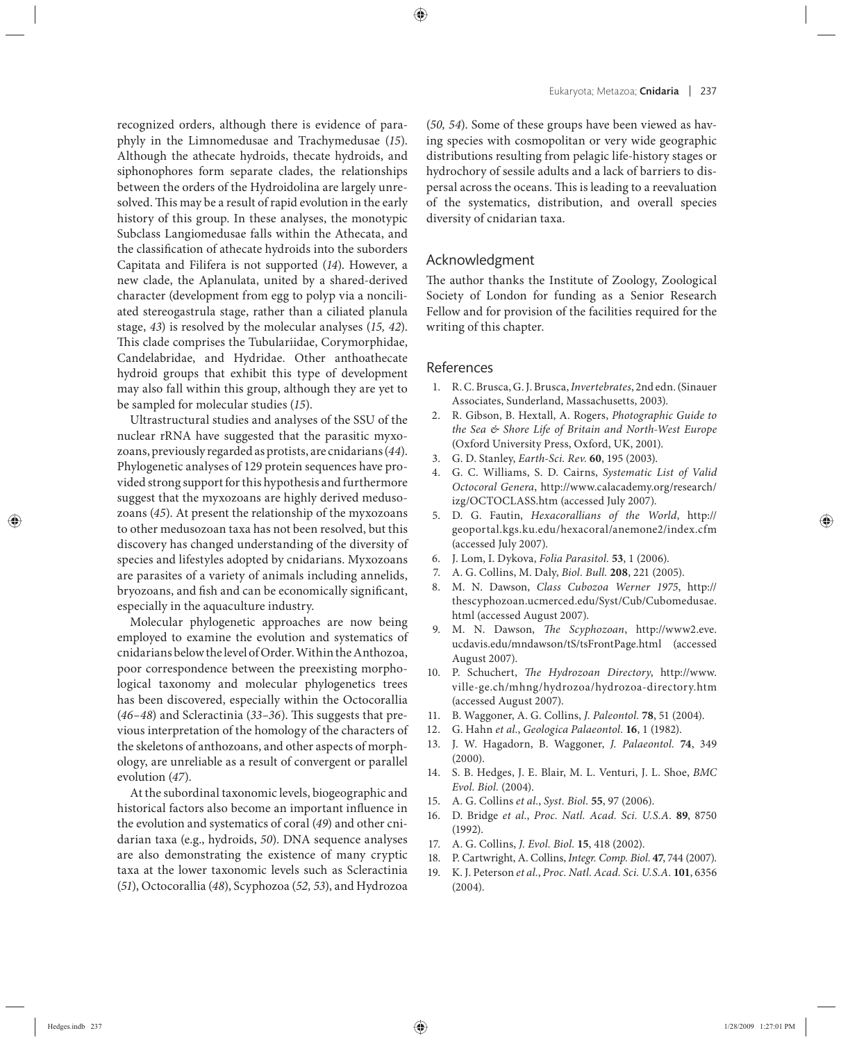recognized orders, although there is evidence of paraphyly in the Limnomedusae and Trachymedusae (*15*). Although the athecate hydroids, thecate hydroids, and siphonophores form separate clades, the relationships between the orders of the Hydroidolina are largely unresolved. This may be a result of rapid evolution in the early history of this group. In these analyses, the monotypic Subclass Langiomedusae falls within the Athecata, and the classification of athecate hydroids into the suborders Capitata and Filifera is not supported (*14*). However, a new clade, the Aplanulata, united by a shared-derived character (development from egg to polyp via a nonciliated stereogastrula stage, rather than a ciliated planula stage, *43*) is resolved by the molecular analyses (*15, 42*). This clade comprises the Tubulariidae, Corymorphidae, Candelabridae, and Hydridae. Other anthoathecate hydroid groups that exhibit this type of development may also fall within this group, although they are yet to be sampled for molecular studies (*15*).

Ultrastructural studies and analyses of the SSU of the nuclear rRNA have suggested that the parasitic myxozoans, previously regarded as protists, are cnidarians (*44*). Phylogenetic analyses of 129 protein sequences have provided strong support for this hypothesis and furthermore suggest that the myxozoans are highly derived medusozoans (*45*). At present the relationship of the myxozoans to other medusozoan taxa has not been resolved, but this discovery has changed understanding of the diversity of species and lifestyles adopted by cnidarians. Myxozoans are parasites of a variety of animals including annelids, bryozoans, and fish and can be economically significant, especially in the aquaculture industry.

Molecular phylogenetic approaches are now being employed to examine the evolution and systematics of cnidarians below the level of Order. Within the Anthozoa, poor correspondence between the preexisting morphological taxonomy and molecular phylogenetics trees has been discovered, especially within the Octocorallia (*46–48*) and Scleractinia (*33–36*). This suggests that previous interpretation of the homology of the characters of the skeletons of anthozoans, and other aspects of morphology, are unreliable as a result of convergent or parallel evolution (*47*).

At the subordinal taxonomic levels, biogeographic and historical factors also become an important influence in the evolution and systematics of coral (*49*) and other cnidarian taxa (e.g., hydroids, *50*). DNA sequence analyses are also demonstrating the existence of many cryptic taxa at the lower taxonomic levels such as Scleractinia (*51*), Octocorallia (*48*), Scyphozoa (*52, 53*), and Hydrozoa (*50, 54*). Some of these groups have been viewed as having species with cosmopolitan or very wide geographic distributions resulting from pelagic life-history stages or hydrochory of sessile adults and a lack of barriers to dispersal across the oceans. This is leading to a reevaluation of the systematics, distribution, and overall species diversity of cnidarian taxa.

## Acknowledgment

The author thanks the Institute of Zoology, Zoological Society of London for funding as a Senior Research Fellow and for provision of the facilities required for the writing of this chapter.

## References

1. R. C. Brusca, G. J. Brusca, *Invertebrates*, 2nd edn. (Sinauer Associates, Sunderland, Massachusetts, 2003).
2. R. Gibson, B. Hextall, A. Rogers, *Photographic Guide to the Sea & Shore Life of Britain and North-West Europe* (Oxford University Press, Oxford, UK, 2001).
3. G. D. Stanley, *Earth-Sci. Rev.* **60**, 195 (2003).
4. G. C. Williams, S. D. Cairns, *Systematic List of Valid Octocoral Genera*, http://www.calacademy.org/research/izg/OCTOCLASS.htm (accessed July 2007).
5. D. G. Fautin, *Hexacorallians of the World*, http://geoportal.kgs.ku.edu/hexacoral/anemone2/index.cfm (accessed July 2007).
6. J. Lom, I. Dykova, *Folia Parasitol.* **53**, 1 (2006).
7. A. G. Collins, M. Daly, *Biol. Bull.* **208**, 221 (2005).
8. M. N. Dawson, *Class Cubozoa Werner 1975*, http://thescyphozoan.ucmerced.edu/Syst/Cub/Cubomedusae.html (accessed August 2007).
9. M. N. Dawson, *The Scyphozoan*, http://www2.eve.ucdavis.edu/mndawson/tS/tsFrontPage.html (accessed August 2007).
10. P. Schuchert, *The Hydrozoan Directory*, http://www.ville-ge.ch/mhng/hydrozoa/hydrozoa-directory.htm (accessed August 2007).
11. B. Waggoner, A. G. Collins, *J. Paleontol.* **78**, 51 (2004).
12. G. Hahn *et al.*, *Geologica Palaeontol.* **16**, 1 (1982).
13. J. W. Hagadorn, B. Waggoner, *J. Palaeontol.* **74**, 349 (2000).
14. S. B. Hedges, J. E. Blair, M. L. Venturi, J. L. Shoe, *BMC Evol. Biol.* (2004).
15. A. G. Collins *et al.*, *Syst. Biol.* **55**, 97 (2006).
16. D. Bridge *et al.*, *Proc. Natl. Acad. Sci. U.S.A.* **89**, 8750 (1992).
17. A. G. Collins, *J. Evol. Biol.* **15**, 418 (2002).
18. P. Cartwright, A. Collins, *Integr. Comp. Biol.* **47**, 744 (2007).
19. K. J. Peterson *et al.*, *Proc. Natl. Acad. Sci. U.S.A.* **101**, 6356 (2004).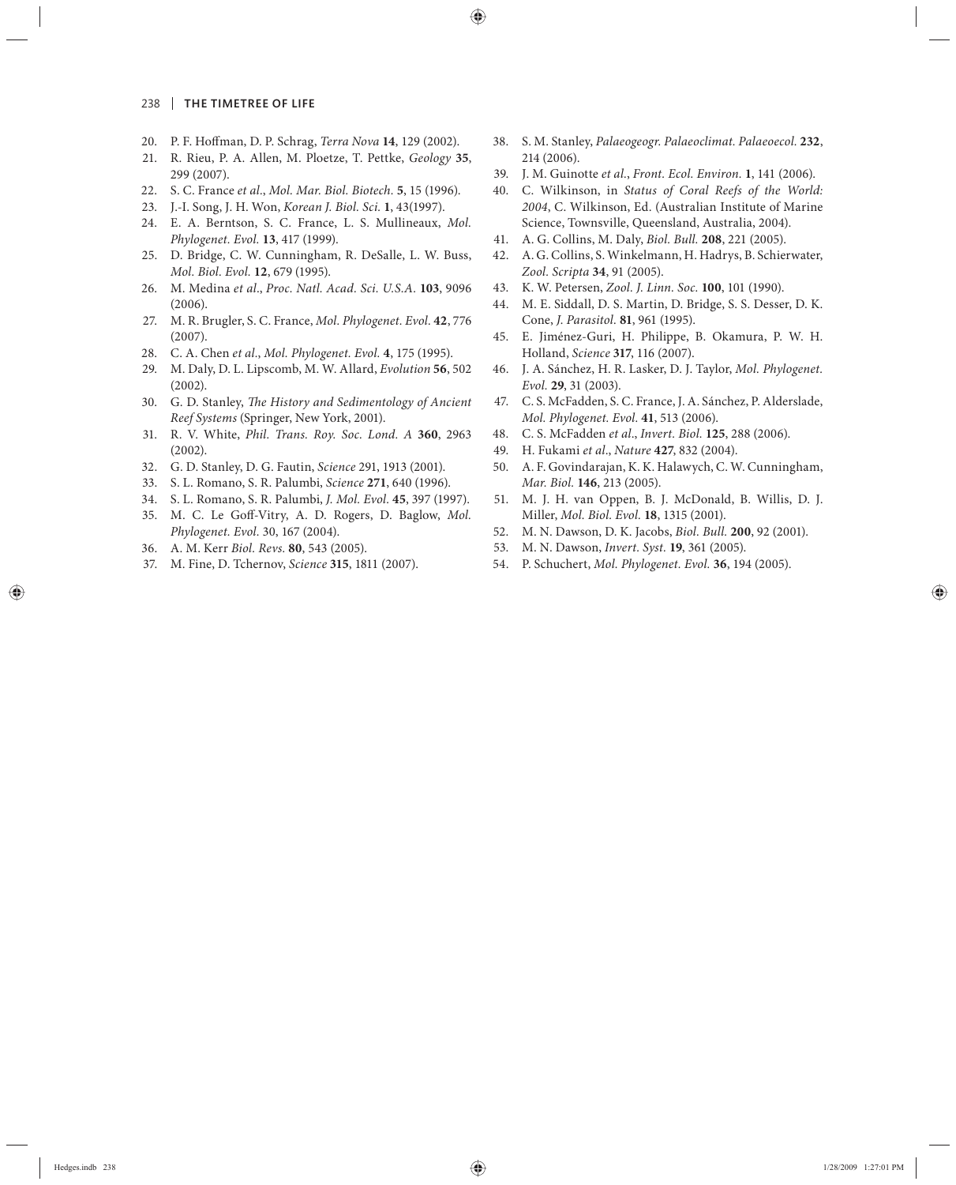20. P. F. Hoffman, D. P. Schrag, *Terra Nova* **14**, 129 (2002).
21. R. Rieu, P. A. Allen, M. Ploetze, T. Pettke, *Geology* **35**, 299 (2007).
22. S. C. France *et al.*, *Mol. Mar. Biol. Biotech.* **5**, 15 (1996).
23. J.-I. Song, J. H. Won, *Korean J. Biol. Sci.* **1**, 43(1997).
24. E. A. Berntson, S. C. France, L. S. Mullineaux, *Mol. Phylogenet. Evol.* **13**, 417 (1999).
25. D. Bridge, C. W. Cunningham, R. DeSalle, L. W. Buss, *Mol. Biol. Evol.* **12**, 679 (1995).
26. M. Medina *et al.*, *Proc. Natl. Acad. Sci. U.S.A.* **103**, 9096 (2006).
27. M. R. Brugler, S. C. France, *Mol. Phylogenet. Evol.* **42**, 776 (2007).
28. C. A. Chen *et al.*, *Mol. Phylogenet. Evol.* **4**, 175 (1995).
29. M. Daly, D. L. Lipscomb, M. W. Allard, *Evolution* **56**, 502 (2002).
30. G. D. Stanley, *The History and Sedimentology of Ancient Reef Systems* (Springer, New York, 2001).
31. R. V. White, *Phil. Trans. Roy. Soc. Lond. A* **360**, 2963 (2002).
32. G. D. Stanley, D. G. Fautin, *Science* 291, 1913 (2001).
33. S. L. Romano, S. R. Palumbi, *Science* **271**, 640 (1996).
34. S. L. Romano, S. R. Palumbi, *J. Mol. Evol.* **45**, 397 (1997).
35. M. C. Le Goff-Vitry, A. D. Rogers, D. Baglow, *Mol. Phylogenet. Evol.* 30, 167 (2004).
36. A. M. Kerr *Biol. Revs.* **80**, 543 (2005).
37. M. Fine, D. Tchernov, *Science* **315**, 1811 (2007).
38. S. M. Stanley, *Palaeogeogr. Palaeoclimat. Palaeoecol.* **232**, 214 (2006).
39. J. M. Guinotte *et al.*, *Front. Ecol. Environ.* **1**, 141 (2006).
40. C. Wilkinson, in *Status of Coral Reefs of the World: 2004*, C. Wilkinson, Ed. (Australian Institute of Marine Science, Townsville, Queensland, Australia, 2004).
41. A. G. Collins, M. Daly, *Biol. Bull.* **208**, 221 (2005).
42. A. G. Collins, S. Winkelmann, H. Hadrys, B. Schierwater, *Zool. Scripta* **34**, 91 (2005).
43. K. W. Petersen, *Zool. J. Linn. Soc.* **100**, 101 (1990).
44. M. E. Siddall, D. S. Martin, D. Bridge, S. S. Desser, D. K. Cone, *J. Parasitol.* **81**, 961 (1995).
45. E. Jiménez-Guri, H. Philippe, B. Okamura, P. W. H. Holland, *Science* **317**, 116 (2007).
46. J. A. Sánchez, H. R. Lasker, D. J. Taylor, *Mol. Phylogenet. Evol.* **29**, 31 (2003).
47. C. S. McFadden, S. C. France, J. A. Sánchez, P. Alderslade, *Mol. Phylogenet. Evol.* **41**, 513 (2006).
48. C. S. McFadden *et al.*, *Invert. Biol.* **125**, 288 (2006).
49. H. Fukami *et al.*, *Nature* **427**, 832 (2004).
50. A. F. Govindarajan, K. K. Halawych, C. W. Cunningham, *Mar. Biol.* **146**, 213 (2005).
51. M. J. H. van Oppen, B. J. McDonald, B. Willis, D. J. Miller, *Mol. Biol. Evol.* **18**, 1315 (2001).
52. M. N. Dawson, D. K. Jacobs, *Biol. Bull.* **200**, 92 (2001).
53. M. N. Dawson, *Invert. Syst.* **19**, 361 (2005).
54. P. Schuchert, *Mol. Phylogenet. Evol.* **36**, 194 (2005).